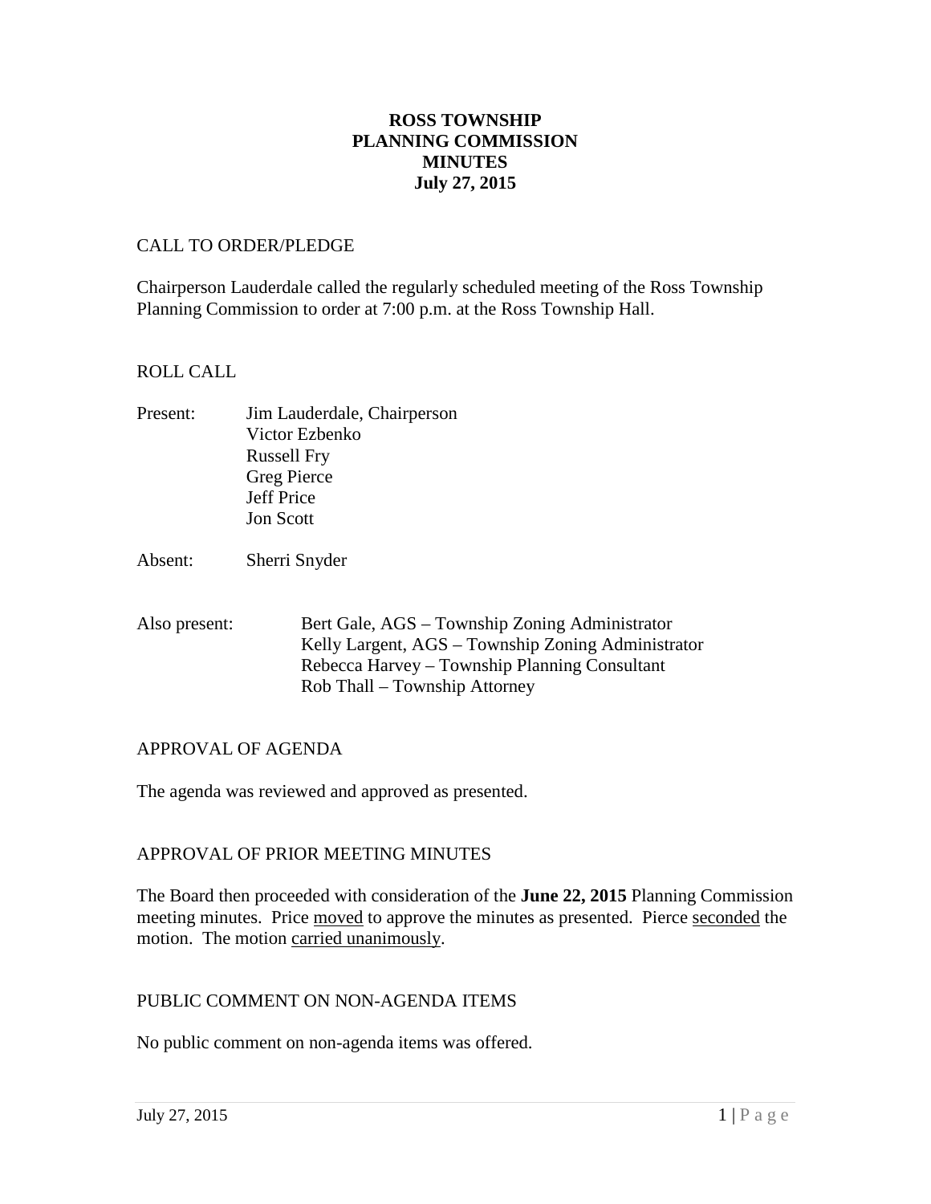# ROSS TOWNSHIP
# PLANNING COMMISSION
# MINUTES
# July 27, 2015

## CALL TO ORDER/PLEDGE

Chairperson Lauderdale called the regularly scheduled meeting of the Ross Township Planning Commission to order at 7:00 p.m. at the Ross Township Hall.

## ROLL CALL

Present: Jim Lauderdale, Chairperson
Victor Ezbenko
Russell Fry
Greg Pierce
Jeff Price
Jon Scott

Absent: Sherri Snyder

Also present: Bert Gale, AGS – Township Zoning Administrator
Kelly Largent, AGS – Township Zoning Administrator
Rebecca Harvey – Township Planning Consultant
Rob Thall – Township Attorney

## APPROVAL OF AGENDA

The agenda was reviewed and approved as presented.

## APPROVAL OF PRIOR MEETING MINUTES

The Board then proceeded with consideration of the **June 22, 2015** Planning Commission meeting minutes. Price moved to approve the minutes as presented. Pierce seconded the motion. The motion carried unanimously.

## PUBLIC COMMENT ON NON-AGENDA ITEMS

No public comment on non-agenda items was offered.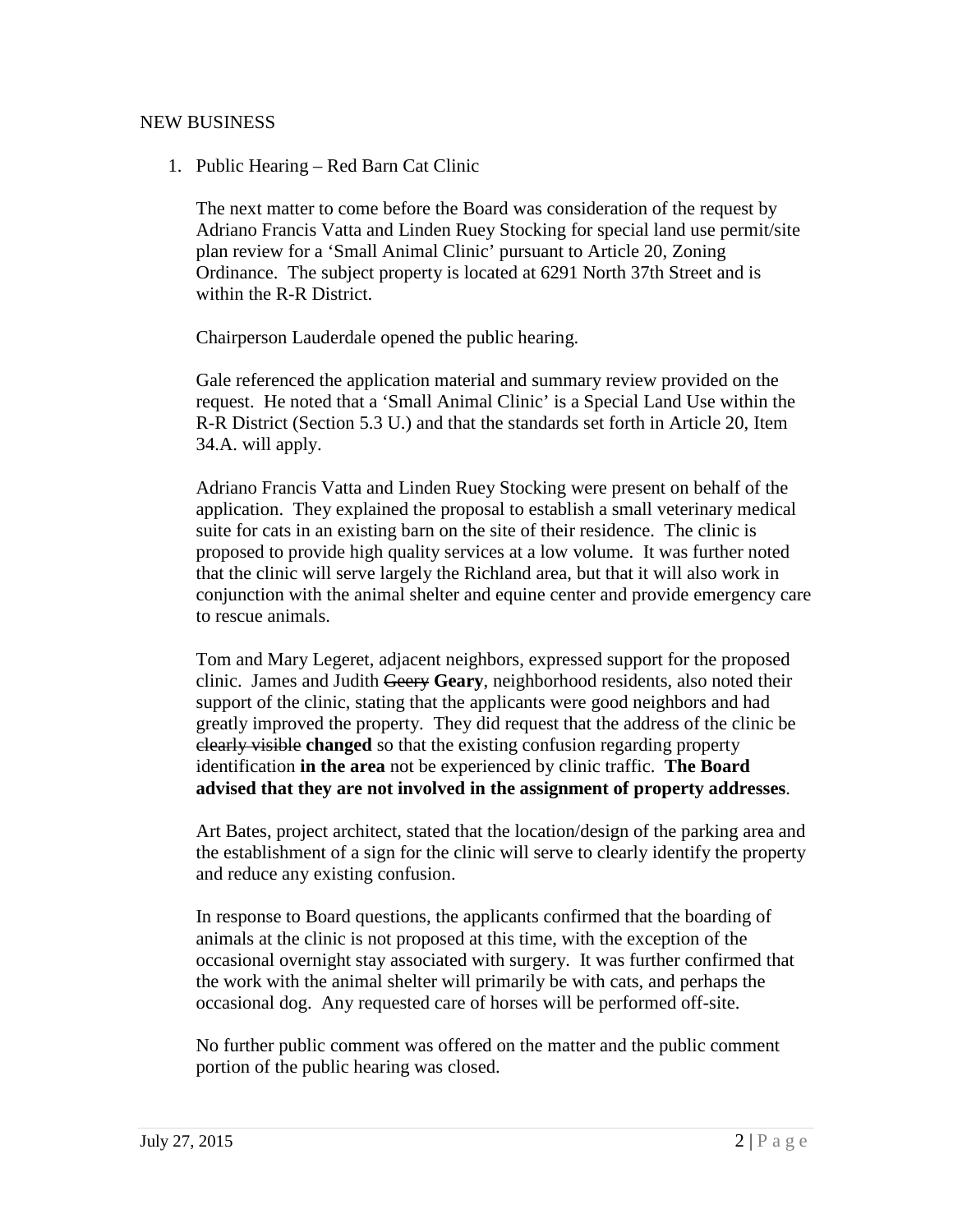NEW BUSINESS

1. Public Hearing – Red Barn Cat Clinic

   The next matter to come before the Board was consideration of the request by Adriano Francis Vatta and Linden Ruey Stocking for special land use permit/site plan review for a 'Small Animal Clinic' pursuant to Article 20, Zoning Ordinance. The subject property is located at 6291 North 37th Street and is within the R-R District.

   Chairperson Lauderdale opened the public hearing.

   Gale referenced the application material and summary review provided on the request. He noted that a 'Small Animal Clinic' is a Special Land Use within the R-R District (Section 5.3 U.) and that the standards set forth in Article 20, Item 34.A. will apply.

   Adriano Francis Vatta and Linden Ruey Stocking were present on behalf of the application. They explained the proposal to establish a small veterinary medical suite for cats in an existing barn on the site of their residence. The clinic is proposed to provide high quality services at a low volume. It was further noted that the clinic will serve largely the Richland area, but that it will also work in conjunction with the animal shelter and equine center and provide emergency care to rescue animals.

   Tom and Mary Legeret, adjacent neighbors, expressed support for the proposed clinic. James and Judith ~~Geery~~ **Geary**, neighborhood residents, also noted their support of the clinic, stating that the applicants were good neighbors and had greatly improved the property. They did request that the address of the clinic be ~~clearly visible~~ **changed** so that the existing confusion regarding property identification **in the area** not be experienced by clinic traffic. **The Board advised that they are not involved in the assignment of property addresses**.

   Art Bates, project architect, stated that the location/design of the parking area and the establishment of a sign for the clinic will serve to clearly identify the property and reduce any existing confusion.

   In response to Board questions, the applicants confirmed that the boarding of animals at the clinic is not proposed at this time, with the exception of the occasional overnight stay associated with surgery. It was further confirmed that the work with the animal shelter will primarily be with cats, and perhaps the occasional dog. Any requested care of horses will be performed off-site.

   No further public comment was offered on the matter and the public comment portion of the public hearing was closed.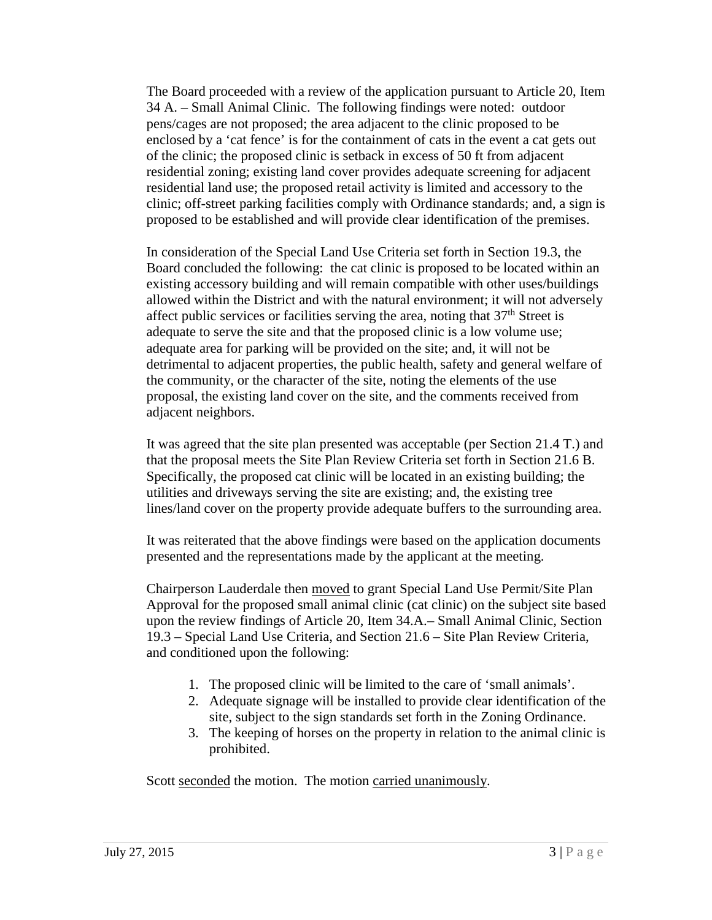The Board proceeded with a review of the application pursuant to Article 20, Item 34 A. – Small Animal Clinic. The following findings were noted: outdoor pens/cages are not proposed; the area adjacent to the clinic proposed to be enclosed by a 'cat fence' is for the containment of cats in the event a cat gets out of the clinic; the proposed clinic is setback in excess of 50 ft from adjacent residential zoning; existing land cover provides adequate screening for adjacent residential land use; the proposed retail activity is limited and accessory to the clinic; off-street parking facilities comply with Ordinance standards; and, a sign is proposed to be established and will provide clear identification of the premises.

In consideration of the Special Land Use Criteria set forth in Section 19.3, the Board concluded the following: the cat clinic is proposed to be located within an existing accessory building and will remain compatible with other uses/buildings allowed within the District and with the natural environment; it will not adversely affect public services or facilities serving the area, noting that 37th Street is adequate to serve the site and that the proposed clinic is a low volume use; adequate area for parking will be provided on the site; and, it will not be detrimental to adjacent properties, the public health, safety and general welfare of the community, or the character of the site, noting the elements of the use proposal, the existing land cover on the site, and the comments received from adjacent neighbors.

It was agreed that the site plan presented was acceptable (per Section 21.4 T.) and that the proposal meets the Site Plan Review Criteria set forth in Section 21.6 B. Specifically, the proposed cat clinic will be located in an existing building; the utilities and driveways serving the site are existing; and, the existing tree lines/land cover on the property provide adequate buffers to the surrounding area.

It was reiterated that the above findings were based on the application documents presented and the representations made by the applicant at the meeting.

Chairperson Lauderdale then <u>moved</u> to grant Special Land Use Permit/Site Plan Approval for the proposed small animal clinic (cat clinic) on the subject site based upon the review findings of Article 20, Item 34.A.– Small Animal Clinic, Section 19.3 – Special Land Use Criteria, and Section 21.6 – Site Plan Review Criteria, and conditioned upon the following:

1. The proposed clinic will be limited to the care of 'small animals'.
2. Adequate signage will be installed to provide clear identification of the site, subject to the sign standards set forth in the Zoning Ordinance.
3. The keeping of horses on the property in relation to the animal clinic is prohibited.

Scott <u>seconded</u> the motion. The motion <u>carried unanimously</u>.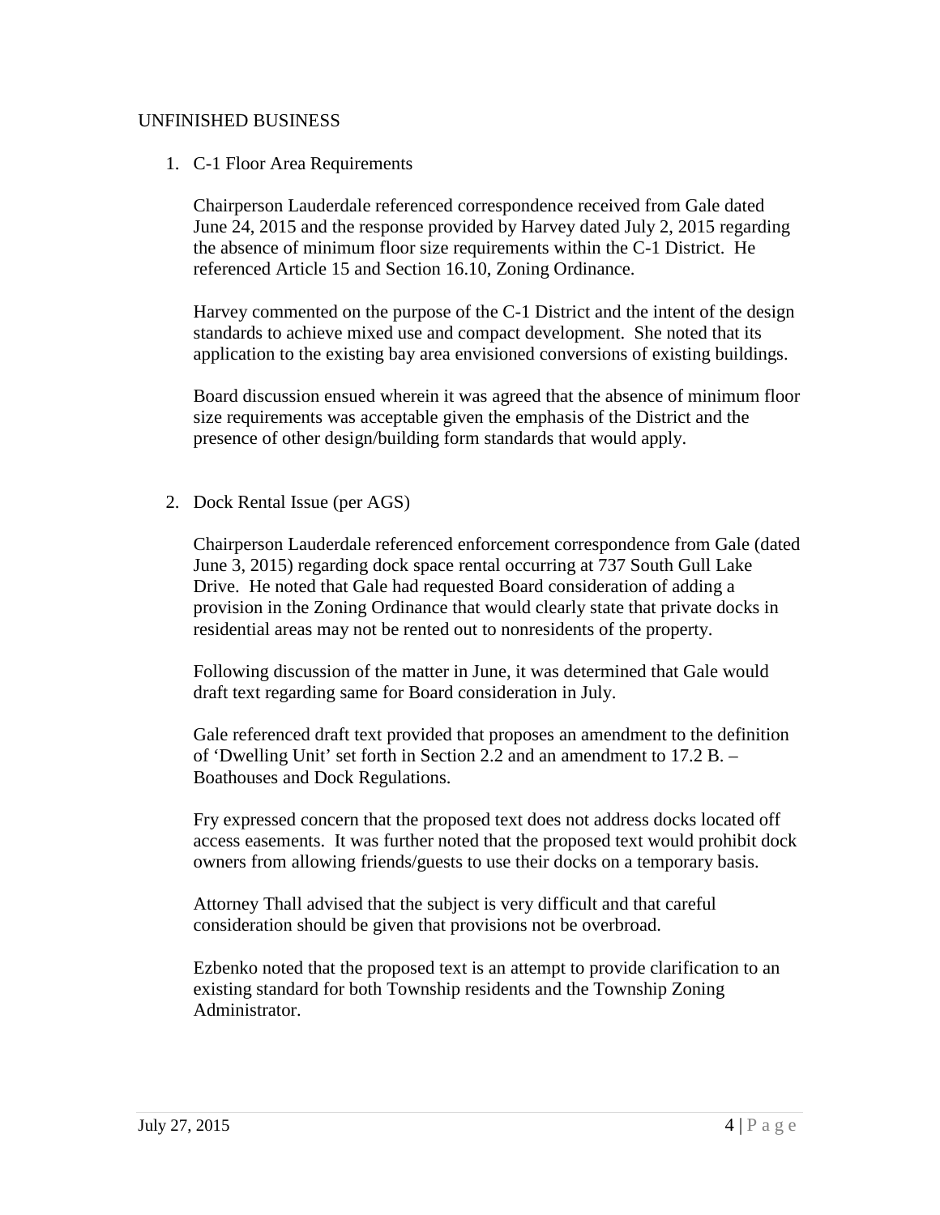## UNFINISHED BUSINESS

1. C-1 Floor Area Requirements

   Chairperson Lauderdale referenced correspondence received from Gale dated June 24, 2015 and the response provided by Harvey dated July 2, 2015 regarding the absence of minimum floor size requirements within the C-1 District. He referenced Article 15 and Section 16.10, Zoning Ordinance.

   Harvey commented on the purpose of the C-1 District and the intent of the design standards to achieve mixed use and compact development. She noted that its application to the existing bay area envisioned conversions of existing buildings.

   Board discussion ensued wherein it was agreed that the absence of minimum floor size requirements was acceptable given the emphasis of the District and the presence of other design/building form standards that would apply.

2. Dock Rental Issue (per AGS)

   Chairperson Lauderdale referenced enforcement correspondence from Gale (dated June 3, 2015) regarding dock space rental occurring at 737 South Gull Lake Drive. He noted that Gale had requested Board consideration of adding a provision in the Zoning Ordinance that would clearly state that private docks in residential areas may not be rented out to nonresidents of the property.

   Following discussion of the matter in June, it was determined that Gale would draft text regarding same for Board consideration in July.

   Gale referenced draft text provided that proposes an amendment to the definition of 'Dwelling Unit' set forth in Section 2.2 and an amendment to 17.2 B. – Boathouses and Dock Regulations.

   Fry expressed concern that the proposed text does not address docks located off access easements. It was further noted that the proposed text would prohibit dock owners from allowing friends/guests to use their docks on a temporary basis.

   Attorney Thall advised that the subject is very difficult and that careful consideration should be given that provisions not be overbroad.

   Ezbenko noted that the proposed text is an attempt to provide clarification to an existing standard for both Township residents and the Township Zoning Administrator.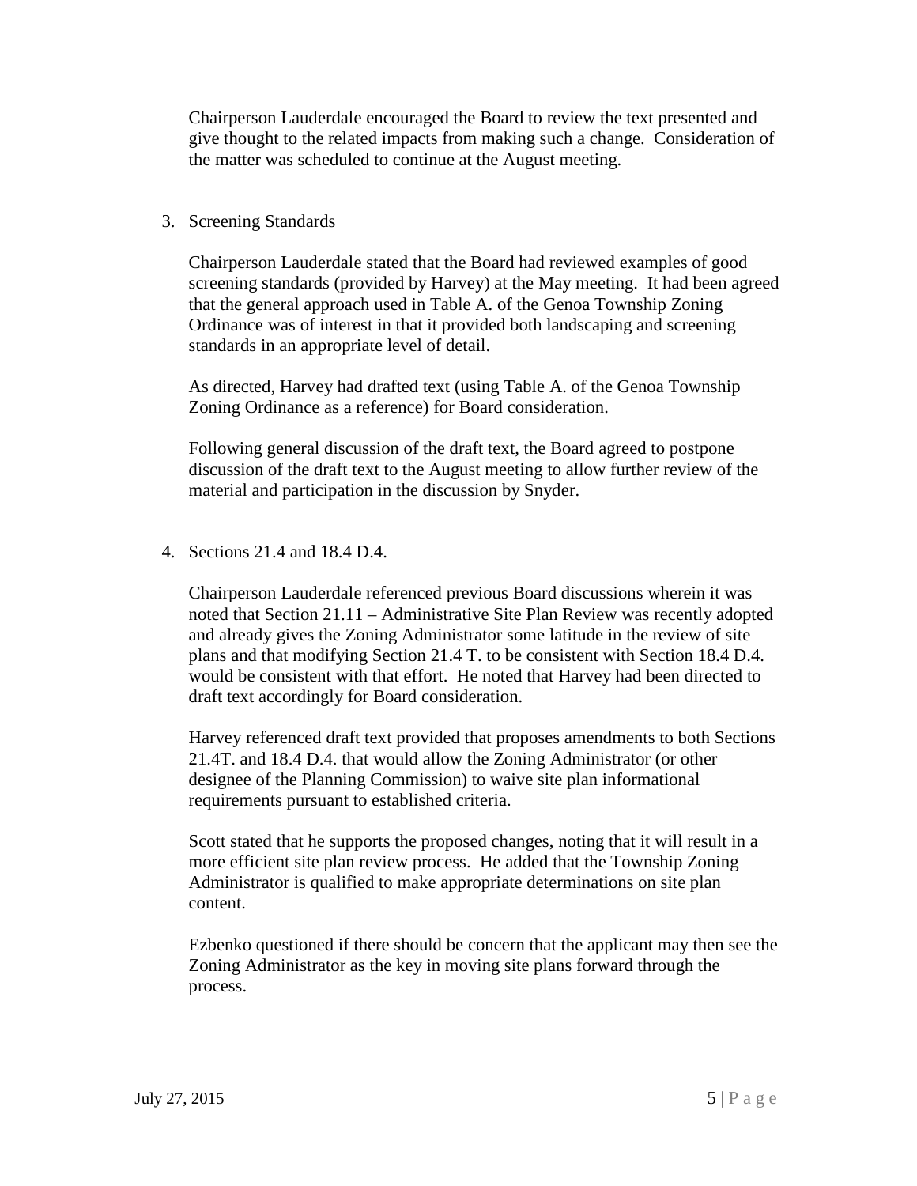Chairperson Lauderdale encouraged the Board to review the text presented and give thought to the related impacts from making such a change. Consideration of the matter was scheduled to continue at the August meeting.

3. Screening Standards

   Chairperson Lauderdale stated that the Board had reviewed examples of good screening standards (provided by Harvey) at the May meeting. It had been agreed that the general approach used in Table A. of the Genoa Township Zoning Ordinance was of interest in that it provided both landscaping and screening standards in an appropriate level of detail.

   As directed, Harvey had drafted text (using Table A. of the Genoa Township Zoning Ordinance as a reference) for Board consideration.

   Following general discussion of the draft text, the Board agreed to postpone discussion of the draft text to the August meeting to allow further review of the material and participation in the discussion by Snyder.

4. Sections 21.4 and 18.4 D.4.

   Chairperson Lauderdale referenced previous Board discussions wherein it was noted that Section 21.11 – Administrative Site Plan Review was recently adopted and already gives the Zoning Administrator some latitude in the review of site plans and that modifying Section 21.4 T. to be consistent with Section 18.4 D.4. would be consistent with that effort. He noted that Harvey had been directed to draft text accordingly for Board consideration.

   Harvey referenced draft text provided that proposes amendments to both Sections 21.4T. and 18.4 D.4. that would allow the Zoning Administrator (or other designee of the Planning Commission) to waive site plan informational requirements pursuant to established criteria.

   Scott stated that he supports the proposed changes, noting that it will result in a more efficient site plan review process. He added that the Township Zoning Administrator is qualified to make appropriate determinations on site plan content.

   Ezbenko questioned if there should be concern that the applicant may then see the Zoning Administrator as the key in moving site plans forward through the process.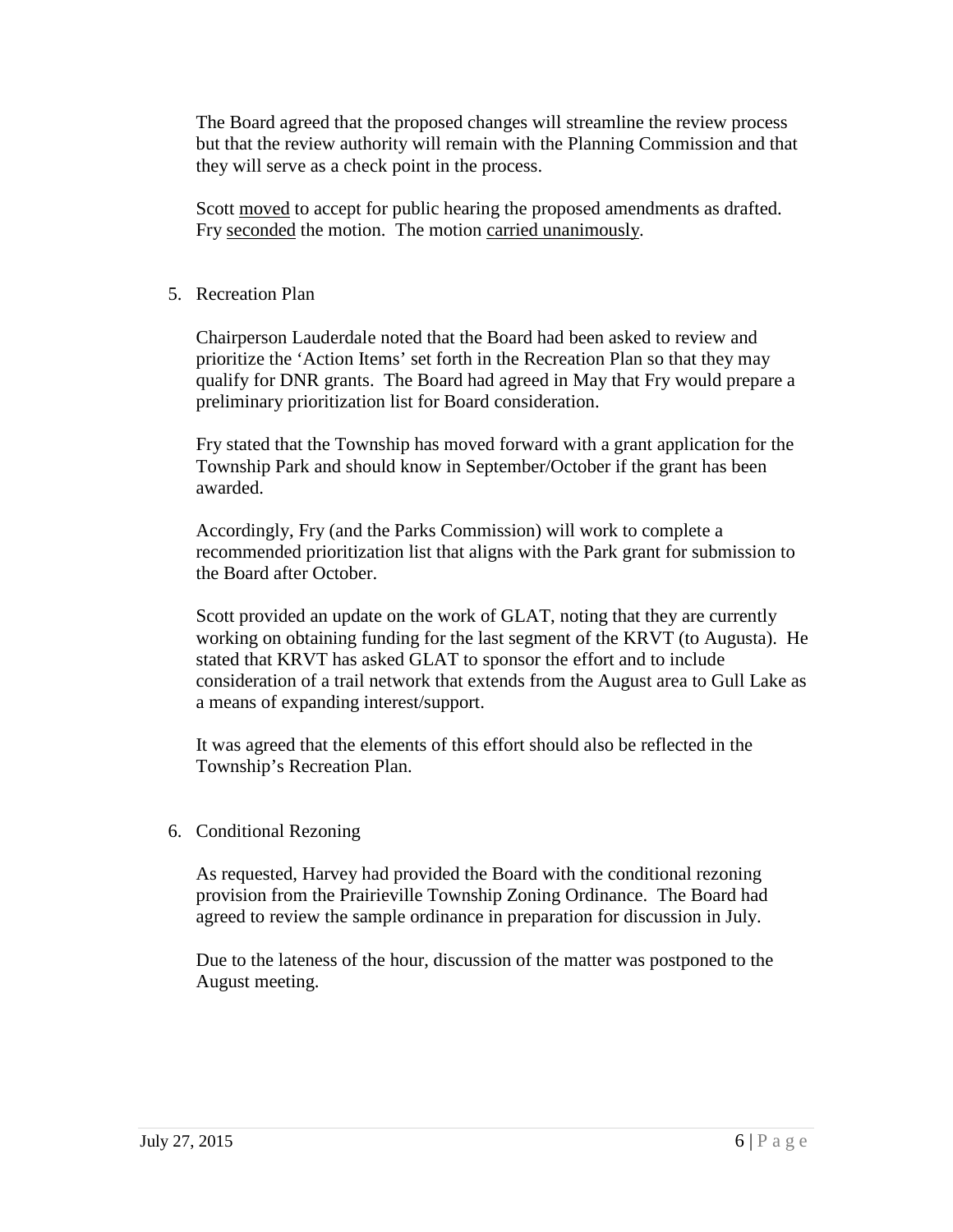The Board agreed that the proposed changes will streamline the review process but that the review authority will remain with the Planning Commission and that they will serve as a check point in the process.

Scott <u>moved</u> to accept for public hearing the proposed amendments as drafted. Fry <u>seconded</u> the motion. The motion <u>carried unanimously</u>.

5. Recreation Plan

   Chairperson Lauderdale noted that the Board had been asked to review and prioritize the 'Action Items' set forth in the Recreation Plan so that they may qualify for DNR grants. The Board had agreed in May that Fry would prepare a preliminary prioritization list for Board consideration.

   Fry stated that the Township has moved forward with a grant application for the Township Park and should know in September/October if the grant has been awarded.

   Accordingly, Fry (and the Parks Commission) will work to complete a recommended prioritization list that aligns with the Park grant for submission to the Board after October.

   Scott provided an update on the work of GLAT, noting that they are currently working on obtaining funding for the last segment of the KRVT (to Augusta). He stated that KRVT has asked GLAT to sponsor the effort and to include consideration of a trail network that extends from the August area to Gull Lake as a means of expanding interest/support.

   It was agreed that the elements of this effort should also be reflected in the Township's Recreation Plan.

6. Conditional Rezoning

   As requested, Harvey had provided the Board with the conditional rezoning provision from the Prairieville Township Zoning Ordinance. The Board had agreed to review the sample ordinance in preparation for discussion in July.

   Due to the lateness of the hour, discussion of the matter was postponed to the August meeting.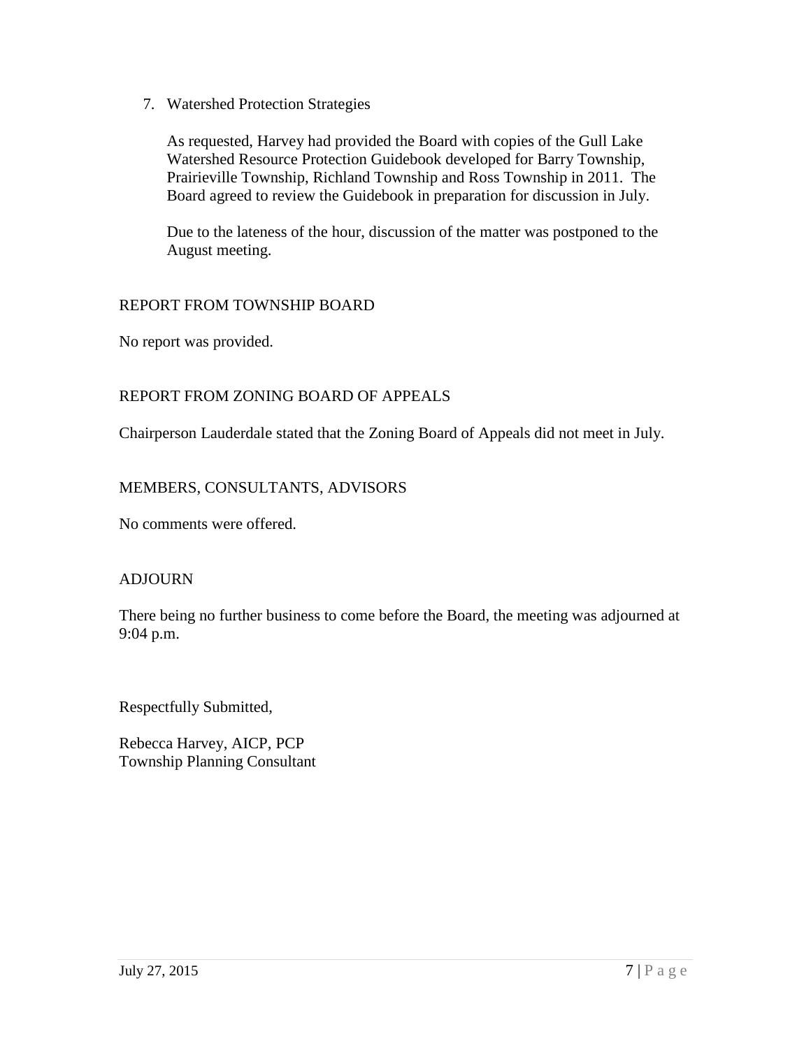7. Watershed Protection Strategies

   As requested, Harvey had provided the Board with copies of the Gull Lake Watershed Resource Protection Guidebook developed for Barry Township, Prairieville Township, Richland Township and Ross Township in 2011. The Board agreed to review the Guidebook in preparation for discussion in July.

   Due to the lateness of the hour, discussion of the matter was postponed to the August meeting.

## REPORT FROM TOWNSHIP BOARD

No report was provided.

## REPORT FROM ZONING BOARD OF APPEALS

Chairperson Lauderdale stated that the Zoning Board of Appeals did not meet in July.

## MEMBERS, CONSULTANTS, ADVISORS

No comments were offered.

## ADJOURN

There being no further business to come before the Board, the meeting was adjourned at 9:04 p.m.

Respectfully Submitted,

Rebecca Harvey, AICP, PCP
Township Planning Consultant